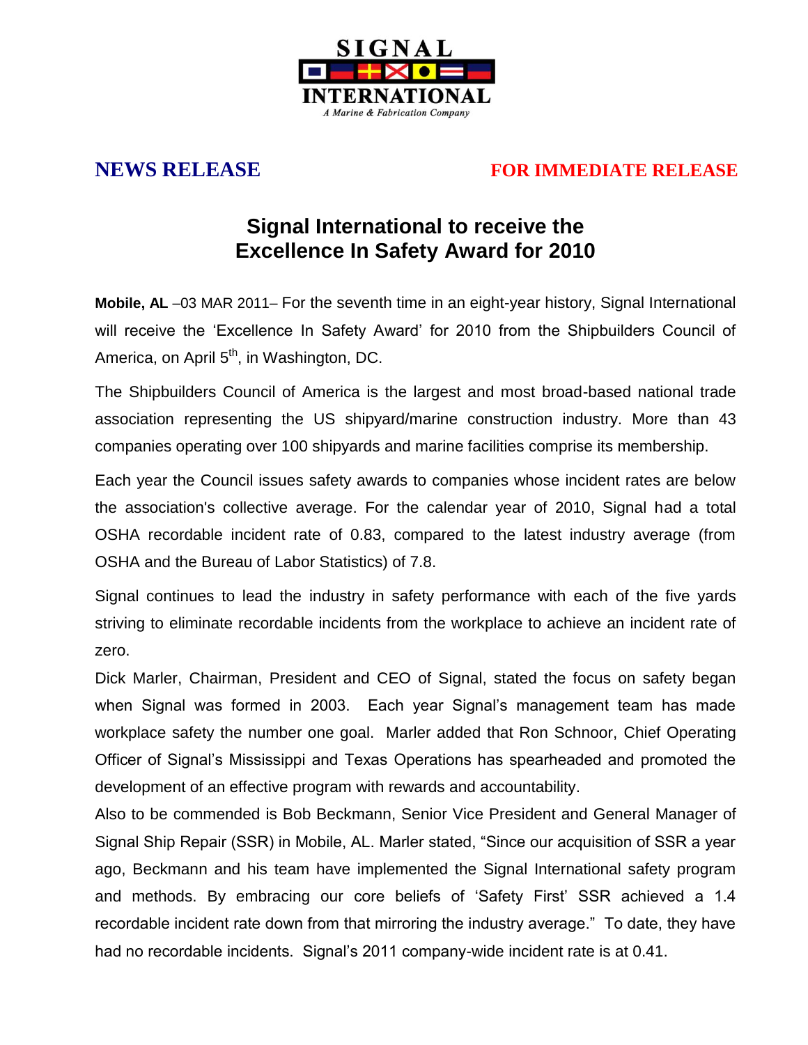**SIGNAL INTERNATIONAL**
*A Marine & Fabrication Company*

**NEWS RELEASE** **FOR IMMEDIATE RELEASE**

# Signal International to receive the Excellence In Safety Award for 2010

**Mobile, AL** –03 MAR 2011– For the seventh time in an eight-year history, Signal International will receive the 'Excellence In Safety Award' for 2010 from the Shipbuilders Council of America, on April 5th, in Washington, DC.

The Shipbuilders Council of America is the largest and most broad-based national trade association representing the US shipyard/marine construction industry. More than 43 companies operating over 100 shipyards and marine facilities comprise its membership.

Each year the Council issues safety awards to companies whose incident rates are below the association's collective average. For the calendar year of 2010, Signal had a total OSHA recordable incident rate of 0.83, compared to the latest industry average (from OSHA and the Bureau of Labor Statistics) of 7.8.

Signal continues to lead the industry in safety performance with each of the five yards striving to eliminate recordable incidents from the workplace to achieve an incident rate of zero.

Dick Marler, Chairman, President and CEO of Signal, stated the focus on safety began when Signal was formed in 2003. Each year Signal's management team has made workplace safety the number one goal. Marler added that Ron Schnoor, Chief Operating Officer of Signal's Mississippi and Texas Operations has spearheaded and promoted the development of an effective program with rewards and accountability.

Also to be commended is Bob Beckmann, Senior Vice President and General Manager of Signal Ship Repair (SSR) in Mobile, AL. Marler stated, "Since our acquisition of SSR a year ago, Beckmann and his team have implemented the Signal International safety program and methods. By embracing our core beliefs of 'Safety First' SSR achieved a 1.4 recordable incident rate down from that mirroring the industry average." To date, they have had no recordable incidents. Signal's 2011 company-wide incident rate is at 0.41.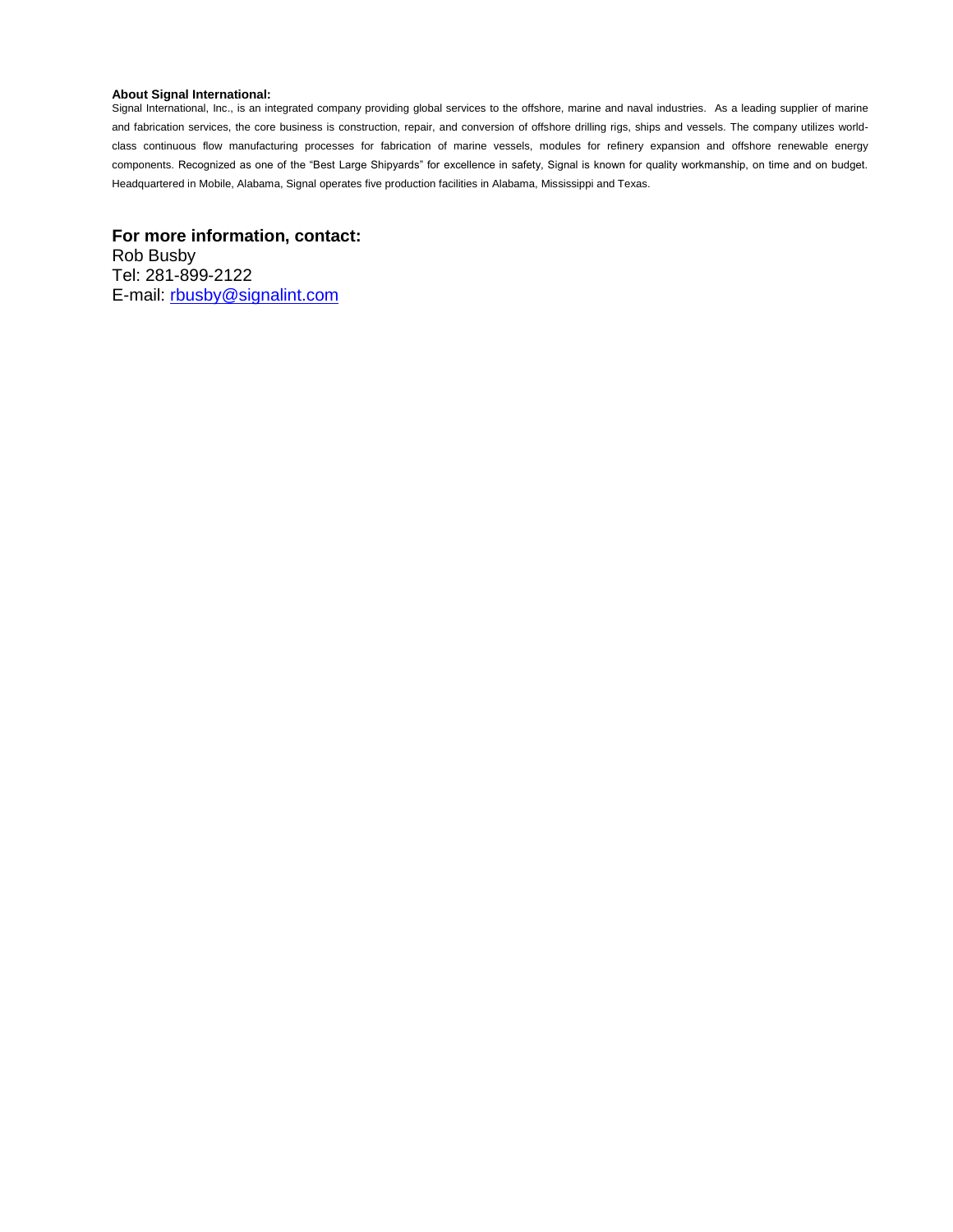**About Signal International:**

Signal International, Inc., is an integrated company providing global services to the offshore, marine and naval industries. As a leading supplier of marine and fabrication services, the core business is construction, repair, and conversion of offshore drilling rigs, ships and vessels. The company utilizes world-class continuous flow manufacturing processes for fabrication of marine vessels, modules for refinery expansion and offshore renewable energy components. Recognized as one of the "Best Large Shipyards" for excellence in safety, Signal is known for quality workmanship, on time and on budget. Headquartered in Mobile, Alabama, Signal operates five production facilities in Alabama, Mississippi and Texas.

**For more information, contact:**

Rob Busby
Tel: 281-899-2122
E-mail: rbusby@signalint.com